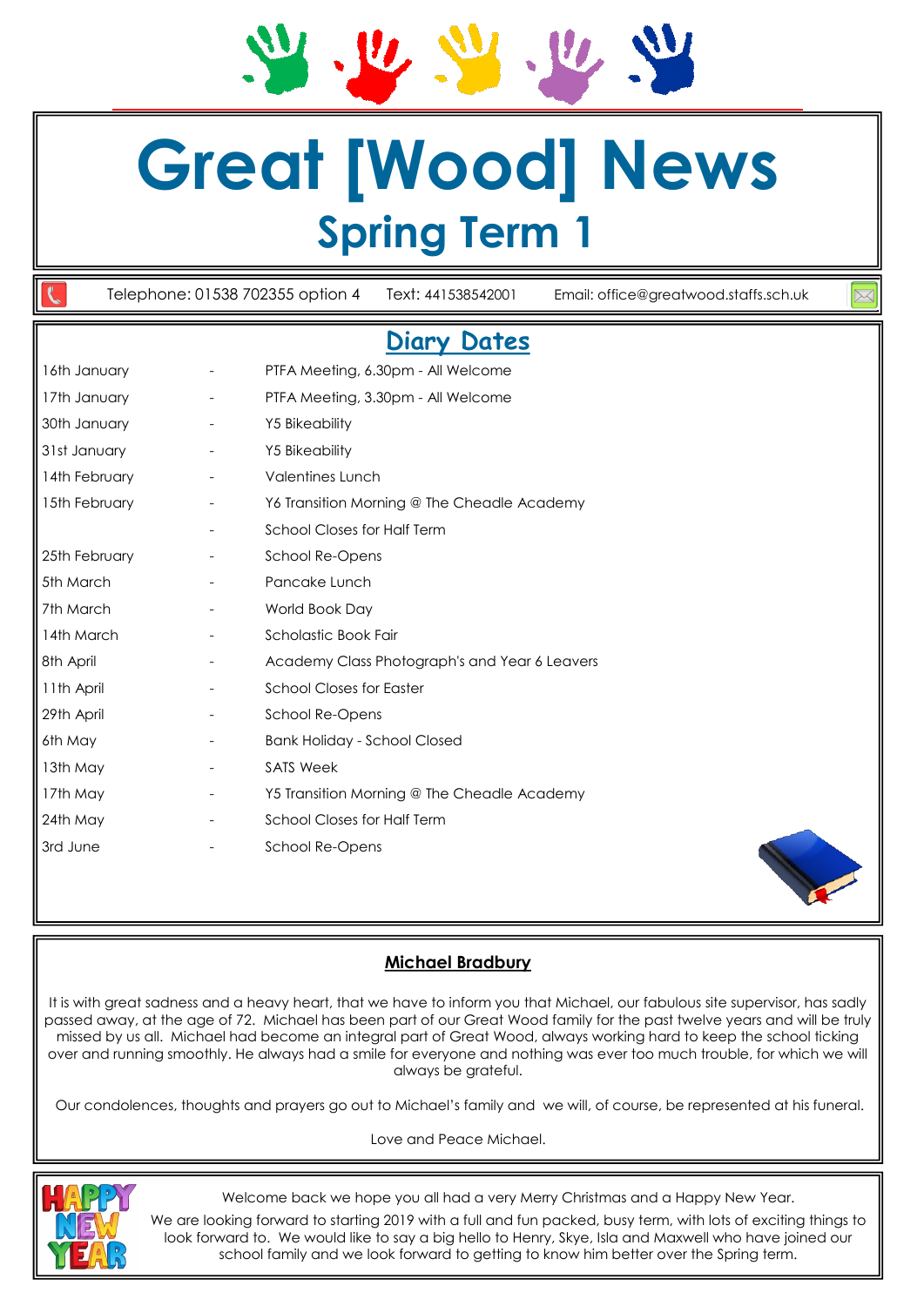# Great [Wood] News

## Spring Term 1

Telephone: 01538 702355 option 4 Text: 441538542001 Email: office@greatwood.staffs.sch.uk

## Diary Dates

| | | |
|---|---|---|
| 16th January | - | PTFA Meeting, 6.30pm - All Welcome |
| 17th January | - | PTFA Meeting, 3.30pm - All Welcome |
| 30th January | - | Y5 Bikeability |
| 31st January | - | Y5 Bikeability |
| 14th February | - | Valentines Lunch |
| 15th February | - | Y6 Transition Morning @ The Cheadle Academy |
| | - | School Closes for Half Term |
| 25th February | - | School Re-Opens |
| 5th March | - | Pancake Lunch |
| 7th March | - | World Book Day |
| 14th March | - | Scholastic Book Fair |
| 8th April | - | Academy Class Photograph's and Year 6 Leavers |
| 11th April | - | School Closes for Easter |
| 29th April | - | School Re-Opens |
| 6th May | - | Bank Holiday - School Closed |
| 13th May | - | SATS Week |
| 17th May | - | Y5 Transition Morning @ The Cheadle Academy |
| 24th May | - | School Closes for Half Term |
| 3rd June | - | School Re-Opens |

### Michael Bradbury

It is with great sadness and a heavy heart, that we have to inform you that Michael, our fabulous site supervisor, has sadly passed away, at the age of 72. Michael has been part of our Great Wood family for the past twelve years and will be truly missed by us all. Michael had become an integral part of Great Wood, always working hard to keep the school ticking over and running smoothly. He always had a smile for everyone and nothing was ever too much trouble, for which we will always be grateful.

Our condolences, thoughts and prayers go out to Michael's family and we will, of course, be represented at his funeral.

Love and Peace Michael.

HAPPY NEW YEAR

Welcome back we hope you all had a very Merry Christmas and a Happy New Year.

We are looking forward to starting 2019 with a full and fun packed, busy term, with lots of exciting things to look forward to. We would like to say a big hello to Henry, Skye, Isla and Maxwell who have joined our school family and we look forward to getting to know him better over the Spring term.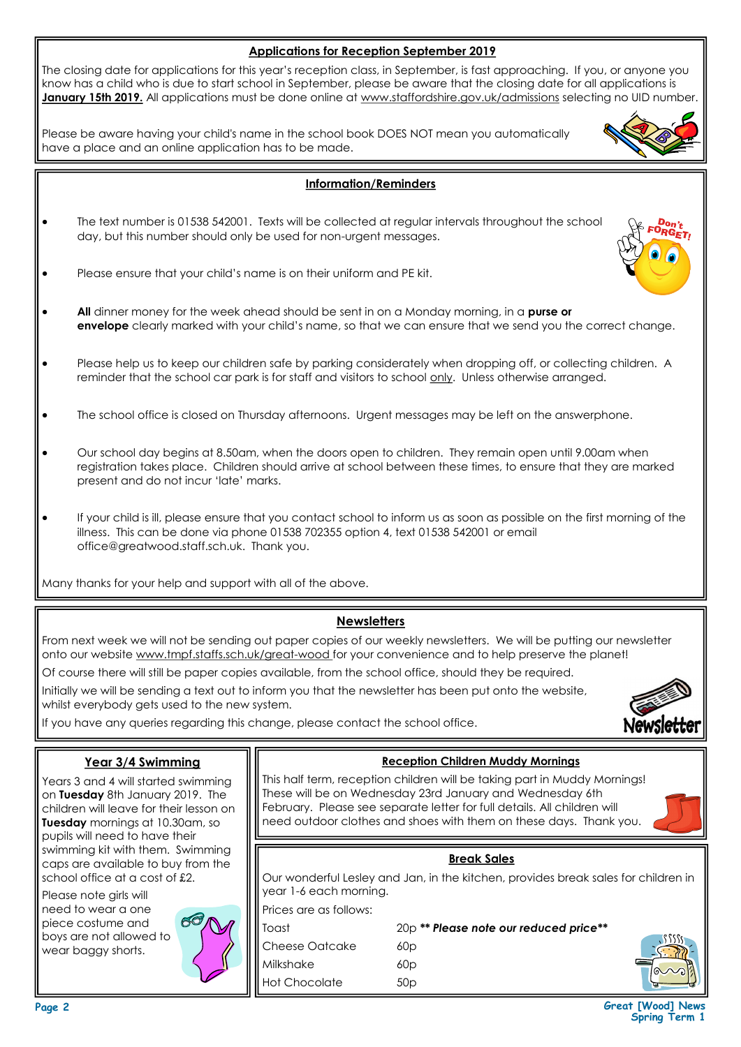## Applications for Reception September 2019

The closing date for applications for this year's reception class, in September, is fast approaching. If you, or anyone you know has a child who is due to start school in September, please be aware that the closing date for all applications is **January 15th 2019.** All applications must be done online at www.staffordshire.gov.uk/admissions selecting no UID number.

Please be aware having your child's name in the school book DOES NOT mean you automatically have a place and an online application has to be made.

## Information/Reminders

- The text number is 01538 542001. Texts will be collected at regular intervals throughout the school day, but this number should only be used for non-urgent messages.
- Please ensure that your child's name is on their uniform and PE kit.
- **All** dinner money for the week ahead should be sent in on a Monday morning, in a **purse or envelope** clearly marked with your child's name, so that we can ensure that we send you the correct change.
- Please help us to keep our children safe by parking considerately when dropping off, or collecting children. A reminder that the school car park is for staff and visitors to school only. Unless otherwise arranged.
- The school office is closed on Thursday afternoons. Urgent messages may be left on the answerphone.
- Our school day begins at 8.50am, when the doors open to children. They remain open until 9.00am when registration takes place. Children should arrive at school between these times, to ensure that they are marked present and do not incur 'late' marks.
- If your child is ill, please ensure that you contact school to inform us as soon as possible on the first morning of the illness. This can be done via phone 01538 702355 option 4, text 01538 542001 or email office@greatwood.staff.sch.uk. Thank you.

Many thanks for your help and support with all of the above.

## Newsletters

From next week we will not be sending out paper copies of our weekly newsletters. We will be putting our newsletter onto our website www.tmpf.staffs.sch.uk/great-wood for your convenience and to help preserve the planet!

Of course there will still be paper copies available, from the school office, should they be required.

Initially we will be sending a text out to inform you that the newsletter has been put onto the website, whilst everybody gets used to the new system.

If you have any queries regarding this change, please contact the school office.

## Year 3/4 Swimming

Years 3 and 4 will started swimming on **Tuesday** 8th January 2019. The children will leave for their lesson on **Tuesday** mornings at 10.30am, so pupils will need to have their swimming kit with them. Swimming caps are available to buy from the school office at a cost of £2.

Please note girls will need to wear a one piece costume and boys are not allowed to wear baggy shorts.

## Reception Children Muddy Mornings

This half term, reception children will be taking part in Muddy Mornings! These will be on Wednesday 23rd January and Wednesday 6th February. Please see separate letter for full details. All children will need outdoor clothes and shoes with them on these days. Thank you.

## Break Sales

Our wonderful Lesley and Jan, in the kitchen, provides break sales for children in year 1-6 each morning.

Prices are as follows:

| | |
|---|---|
| Toast | 20p ***\*\* Please note our reduced price\*\**** |
| Cheese Oatcake | 60p |
| Milkshake | 60p |
| Hot Chocolate | 50p |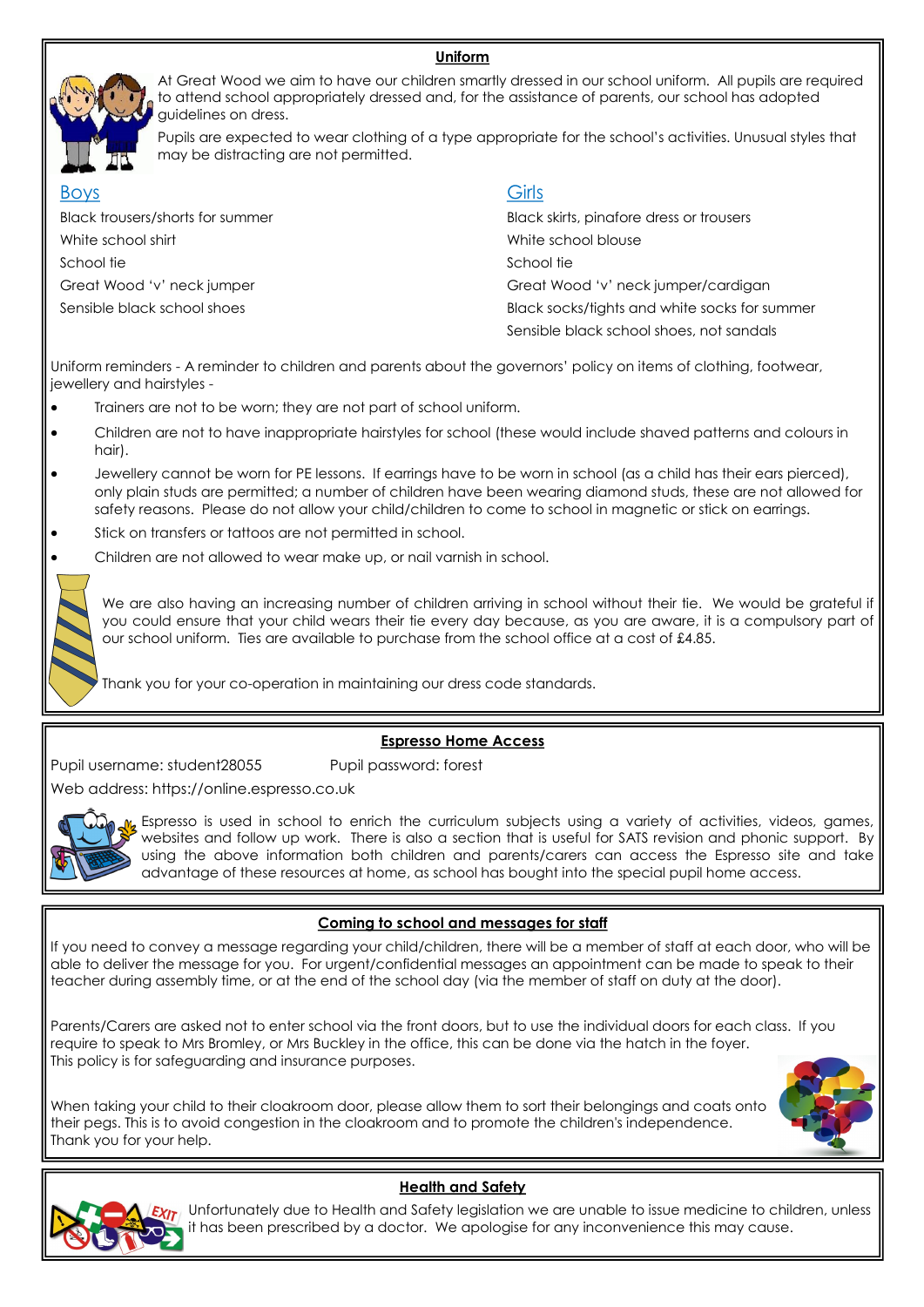## Uniform

At Great Wood we aim to have our children smartly dressed in our school uniform. All pupils are required to attend school appropriately dressed and, for the assistance of parents, our school has adopted guidelines on dress.

Pupils are expected to wear clothing of a type appropriate for the school's activities. Unusual styles that may be distracting are not permitted.

### Boys

Black trousers/shorts for summer
White school shirt
School tie
Great Wood 'v' neck jumper
Sensible black school shoes

### Girls

Black skirts, pinafore dress or trousers
White school blouse
School tie
Great Wood 'v' neck jumper/cardigan
Black socks/tights and white socks for summer
Sensible black school shoes, not sandals

Uniform reminders - A reminder to children and parents about the governors' policy on items of clothing, footwear, jewellery and hairstyles -

- Trainers are not to be worn; they are not part of school uniform.
- Children are not to have inappropriate hairstyles for school (these would include shaved patterns and colours in hair).
- Jewellery cannot be worn for PE lessons. If earrings have to be worn in school (as a child has their ears pierced), only plain studs are permitted; a number of children have been wearing diamond studs, these are not allowed for safety reasons. Please do not allow your child/children to come to school in magnetic or stick on earrings.
- Stick on transfers or tattoos are not permitted in school.
- Children are not allowed to wear make up, or nail varnish in school.

We are also having an increasing number of children arriving in school without their tie. We would be grateful if you could ensure that your child wears their tie every day because, as you are aware, it is a compulsory part of our school uniform. Ties are available to purchase from the school office at a cost of £4.85.

Thank you for your co-operation in maintaining our dress code standards.

## Espresso Home Access

Pupil username: student28055 Pupil password: forest

Web address: https://online.espresso.co.uk

Espresso is used in school to enrich the curriculum subjects using a variety of activities, videos, games, websites and follow up work. There is also a section that is useful for SATS revision and phonic support. By using the above information both children and parents/carers can access the Espresso site and take advantage of these resources at home, as school has bought into the special pupil home access.

## Coming to school and messages for staff

If you need to convey a message regarding your child/children, there will be a member of staff at each door, who will be able to deliver the message for you. For urgent/confidential messages an appointment can be made to speak to their teacher during assembly time, or at the end of the school day (via the member of staff on duty at the door).

Parents/Carers are asked not to enter school via the front doors, but to use the individual doors for each class. If you require to speak to Mrs Bromley, or Mrs Buckley in the office, this can be done via the hatch in the foyer. This policy is for safeguarding and insurance purposes.

When taking your child to their cloakroom door, please allow them to sort their belongings and coats onto their pegs. This is to avoid congestion in the cloakroom and to promote the children's independence. Thank you for your help.

## Health and Safety

Unfortunately due to Health and Safety legislation we are unable to issue medicine to children, unless it has been prescribed by a doctor. We apologise for any inconvenience this may cause.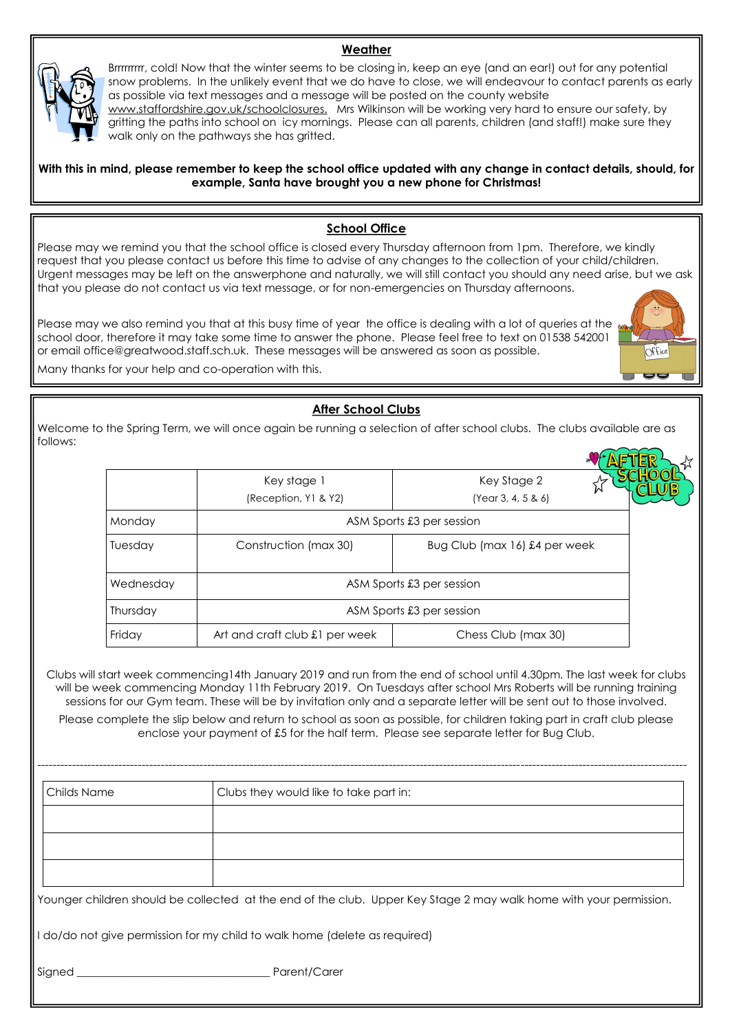## Weather

Brrrrrrrr, cold! Now that the winter seems to be closing in, keep an eye (and an ear!) out for any potential snow problems. In the unlikely event that we do have to close, we will endeavour to contact parents as early as possible via text messages and a message will be posted on the county website www.staffordshire.gov.uk/schoolclosures. Mrs Wilkinson will be working very hard to ensure our safety, by gritting the paths into school on icy mornings. Please can all parents, children (and staff!) make sure they walk only on the pathways she has gritted.

**With this in mind, please remember to keep the school office updated with any change in contact details, should, for example, Santa have brought you a new phone for Christmas!**

## School Office

Please may we remind you that the school office is closed every Thursday afternoon from 1pm. Therefore, we kindly request that you please contact us before this time to advise of any changes to the collection of your child/children. Urgent messages may be left on the answerphone and naturally, we will still contact you should any need arise, but we ask that you please do not contact us via text message, or for non-emergencies on Thursday afternoons.

Please may we also remind you that at this busy time of year the office is dealing with a lot of queries at the school door, therefore it may take some time to answer the phone. Please feel free to text on 01538 542001 or email office@greatwood.staff.sch.uk. These messages will be answered as soon as possible.

Many thanks for your help and co-operation with this.

## After School Clubs

Welcome to the Spring Term, we will once again be running a selection of after school clubs. The clubs available are as follows:

| | Key stage 1 (Reception, Y1 & Y2) | Key Stage 2 (Year 3, 4, 5 & 6) |
|---|---|---|
| Monday | ASM Sports £3 per session | |
| Tuesday | Construction (max 30) | Bug Club (max 16) £4 per week |
| Wednesday | ASM Sports £3 per session | |
| Thursday | ASM Sports £3 per session | |
| Friday | Art and craft club £1 per week | Chess Club (max 30) |

Clubs will start week commencing14th January 2019 and run from the end of school until 4.30pm. The last week for clubs will be week commencing Monday 11th February 2019. On Tuesdays after school Mrs Roberts will be running training sessions for our Gym team. These will be by invitation only and a separate letter will be sent out to those involved.

Please complete the slip below and return to school as soon as possible, for children taking part in craft club please enclose your payment of £5 for the half term. Please see separate letter for Bug Club.

---

| Childs Name | Clubs they would like to take part in: |
|---|---|
| | |
| | |
| | |

Younger children should be collected at the end of the club. Upper Key Stage 2 may walk home with your permission.

I do/do not give permission for my child to walk home (delete as required)

Signed ________________________________ Parent/Carer